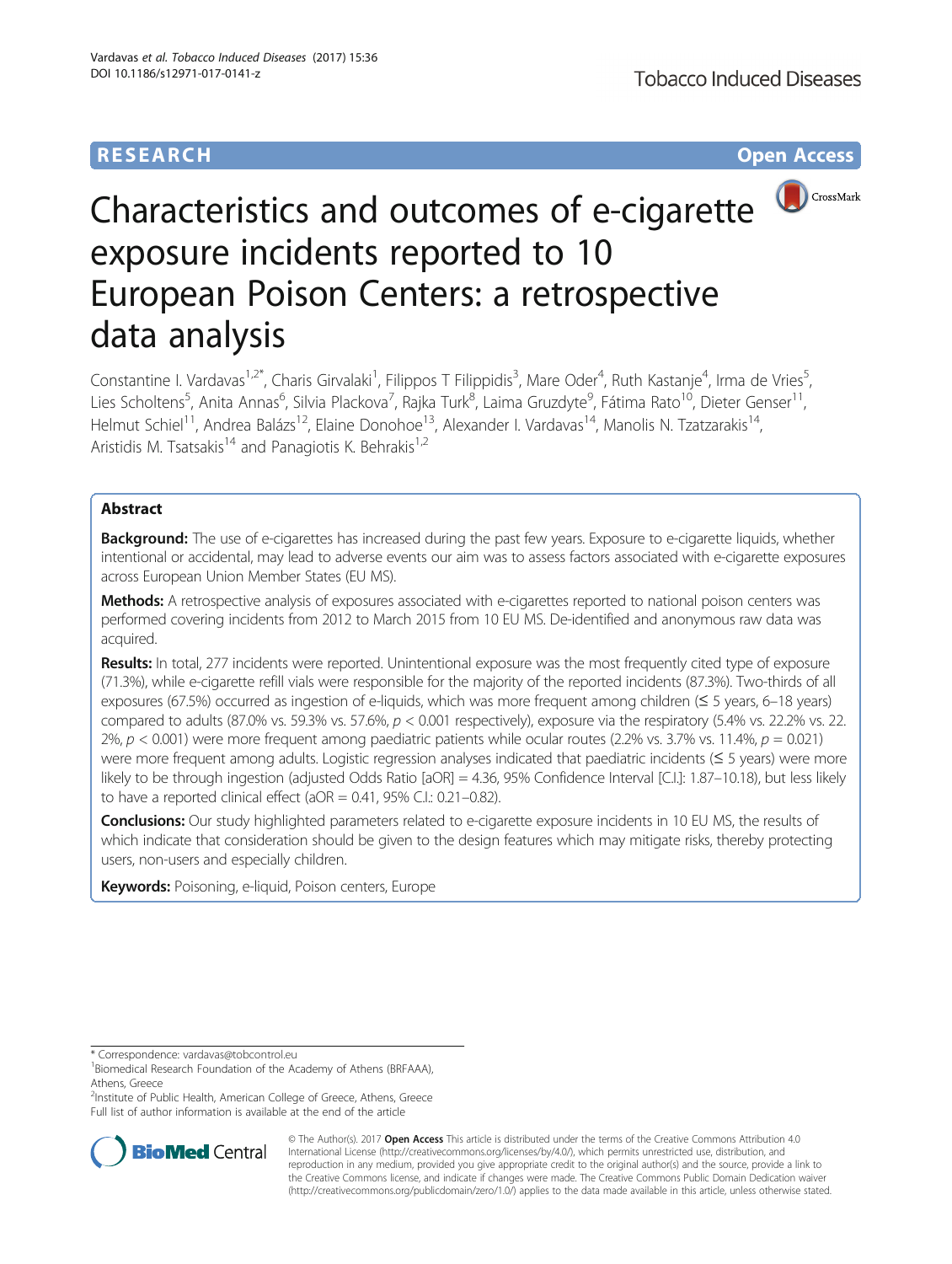RESEARCH Open Access

# Characteristics and outcomes of e-cigarette exposure incidents reported to 10 European Poison Centers: a retrospective data analysis

Constantine I. Vardavas[1,2*], Charis Girvalaki[1], Filippos T Filippidis[3], Mare Oder[4], Ruth Kastanje[4], Irma de Vries[5], Lies Scholtens[5], Anita Annas[6], Silvia Plackova[7], Rajka Turk[8], Laima Gruzdyte[9], Fátima Rato[10], Dieter Genser[11], Helmut Schiel[11], Andrea Balázs[12], Elaine Donohoe[13], Alexander I. Vardavas[14], Manolis N. Tzatzarakis[14], Aristidis M. Tsatsakis[14] and Panagiotis K. Behrakis[1,2]

## Abstract

**Background:** The use of e-cigarettes has increased during the past few years. Exposure to e-cigarette liquids, whether intentional or accidental, may lead to adverse events our aim was to assess factors associated with e-cigarette exposures across European Union Member States (EU MS).

**Methods:** A retrospective analysis of exposures associated with e-cigarettes reported to national poison centers was performed covering incidents from 2012 to March 2015 from 10 EU MS. De-identified and anonymous raw data was acquired.

**Results:** In total, 277 incidents were reported. Unintentional exposure was the most frequently cited type of exposure (71.3%), while e-cigarette refill vials were responsible for the majority of the reported incidents (87.3%). Two-thirds of all exposures (67.5%) occurred as ingestion of e-liquids, which was more frequent among children (≤ 5 years, 6–18 years) compared to adults (87.0% vs. 59.3% vs. 57.6%, $p < 0.001$ respectively), exposure via the respiratory (5.4% vs. 22.2% vs. 22.2%, $p < 0.001$) were more frequent among paediatric patients while ocular routes (2.2% vs. 3.7% vs. 11.4%, $p = 0.021$) were more frequent among adults. Logistic regression analyses indicated that paediatric incidents (≤ 5 years) were more likely to be through ingestion (adjusted Odds Ratio [aOR] = 4.36, 95% Confidence Interval [C.I.]: 1.87–10.18), but less likely to have a reported clinical effect (aOR = 0.41, 95% C.I.: 0.21–0.82).

**Conclusions:** Our study highlighted parameters related to e-cigarette exposure incidents in 10 EU MS, the results of which indicate that consideration should be given to the design features which may mitigate risks, thereby protecting users, non-users and especially children.

**Keywords:** Poisoning, e-liquid, Poison centers, Europe

* Correspondence: vardavas@tobcontrol.eu
[1]Biomedical Research Foundation of the Academy of Athens (BRFAAA), Athens, Greece
[2]Institute of Public Health, American College of Greece, Athens, Greece
Full list of author information is available at the end of the article

© The Author(s). 2017 **Open Access** This article is distributed under the terms of the Creative Commons Attribution 4.0 International License (http://creativecommons.org/licenses/by/4.0/), which permits unrestricted use, distribution, and reproduction in any medium, provided you give appropriate credit to the original author(s) and the source, provide a link to the Creative Commons license, and indicate if changes were made. The Creative Commons Public Domain Dedication waiver (http://creativecommons.org/publicdomain/zero/1.0/) applies to the data made available in this article, unless otherwise stated.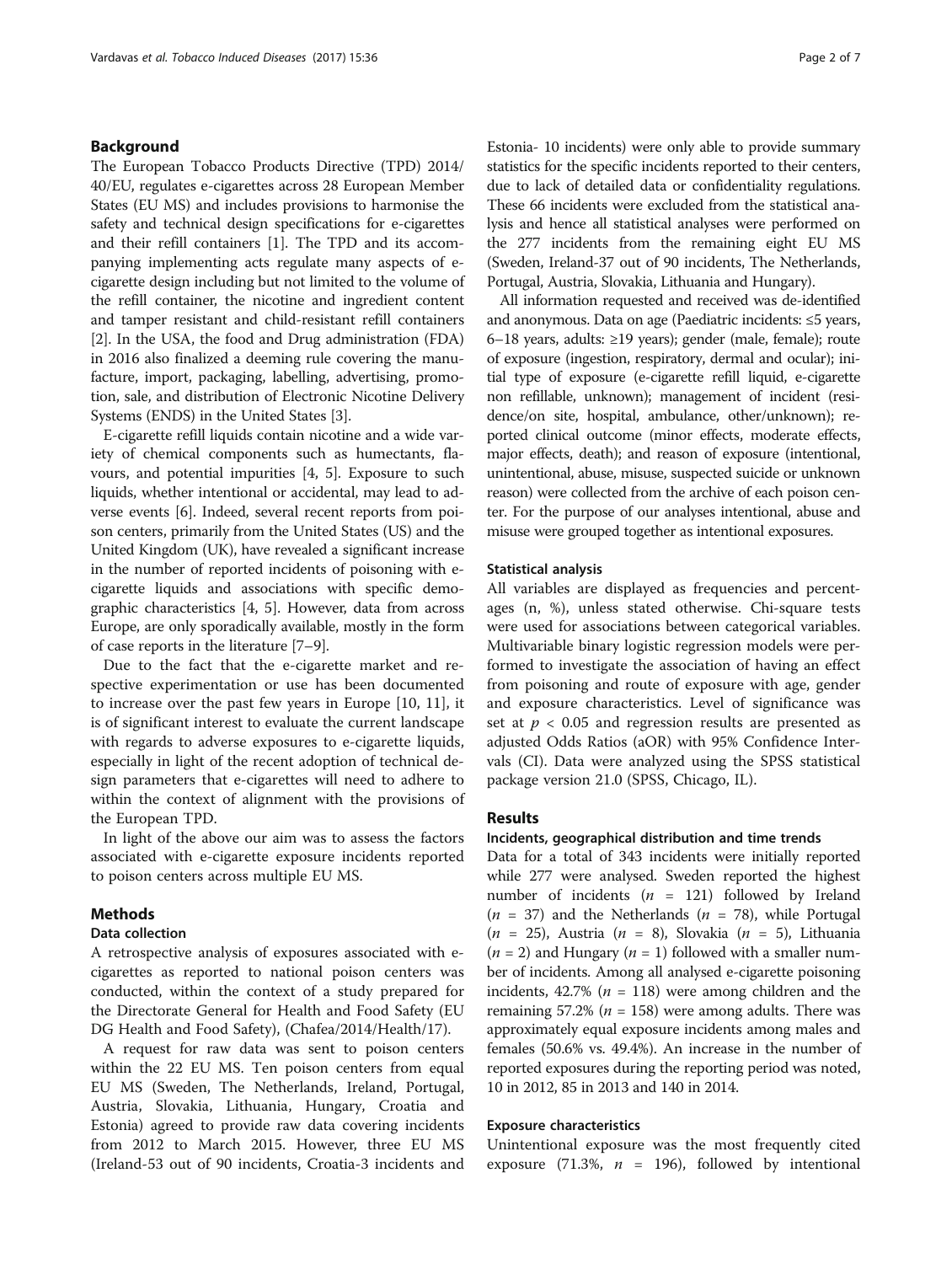## Background

The European Tobacco Products Directive (TPD) 2014/40/EU, regulates e-cigarettes across 28 European Member States (EU MS) and includes provisions to harmonise the safety and technical design specifications for e-cigarettes and their refill containers [1]. The TPD and its accompanying implementing acts regulate many aspects of e-cigarette design including but not limited to the volume of the refill container, the nicotine and ingredient content and tamper resistant and child-resistant refill containers [2]. In the USA, the food and Drug administration (FDA) in 2016 also finalized a deeming rule covering the manufacture, import, packaging, labelling, advertising, promotion, sale, and distribution of Electronic Nicotine Delivery Systems (ENDS) in the United States [3].

E-cigarette refill liquids contain nicotine and a wide variety of chemical components such as humectants, flavours, and potential impurities [4, 5]. Exposure to such liquids, whether intentional or accidental, may lead to adverse events [6]. Indeed, several recent reports from poison centers, primarily from the United States (US) and the United Kingdom (UK), have revealed a significant increase in the number of reported incidents of poisoning with e-cigarette liquids and associations with specific demographic characteristics [4, 5]. However, data from across Europe, are only sporadically available, mostly in the form of case reports in the literature [7–9].

Due to the fact that the e-cigarette market and respective experimentation or use has been documented to increase over the past few years in Europe [10, 11], it is of significant interest to evaluate the current landscape with regards to adverse exposures to e-cigarette liquids, especially in light of the recent adoption of technical design parameters that e-cigarettes will need to adhere to within the context of alignment with the provisions of the European TPD.

In light of the above our aim was to assess the factors associated with e-cigarette exposure incidents reported to poison centers across multiple EU MS.

## Methods

### Data collection

A retrospective analysis of exposures associated with e-cigarettes as reported to national poison centers was conducted, within the context of a study prepared for the Directorate General for Health and Food Safety (EU DG Health and Food Safety), (Chafea/2014/Health/17).

A request for raw data was sent to poison centers within the 22 EU MS. Ten poison centers from equal EU MS (Sweden, The Netherlands, Ireland, Portugal, Austria, Slovakia, Lithuania, Hungary, Croatia and Estonia) agreed to provide raw data covering incidents from 2012 to March 2015. However, three EU MS (Ireland-53 out of 90 incidents, Croatia-3 incidents and Estonia- 10 incidents) were only able to provide summary statistics for the specific incidents reported to their centers, due to lack of detailed data or confidentiality regulations. These 66 incidents were excluded from the statistical analysis and hence all statistical analyses were performed on the 277 incidents from the remaining eight EU MS (Sweden, Ireland-37 out of 90 incidents, The Netherlands, Portugal, Austria, Slovakia, Lithuania and Hungary).

All information requested and received was de-identified and anonymous. Data on age (Paediatric incidents: ≤5 years, 6–18 years, adults: ≥19 years); gender (male, female); route of exposure (ingestion, respiratory, dermal and ocular); initial type of exposure (e-cigarette refill liquid, e-cigarette non refillable, unknown); management of incident (residence/on site, hospital, ambulance, other/unknown); reported clinical outcome (minor effects, moderate effects, major effects, death); and reason of exposure (intentional, unintentional, abuse, misuse, suspected suicide or unknown reason) were collected from the archive of each poison center. For the purpose of our analyses intentional, abuse and misuse were grouped together as intentional exposures.

### Statistical analysis

All variables are displayed as frequencies and percentages (n, %), unless stated otherwise. Chi-square tests were used for associations between categorical variables. Multivariable binary logistic regression models were performed to investigate the association of having an effect from poisoning and route of exposure with age, gender and exposure characteristics. Level of significance was set at $p < 0.05$ and regression results are presented as adjusted Odds Ratios (aOR) with 95% Confidence Intervals (CI). Data were analyzed using the SPSS statistical package version 21.0 (SPSS, Chicago, IL).

## Results

### Incidents, geographical distribution and time trends

Data for a total of 343 incidents were initially reported while 277 were analysed. Sweden reported the highest number of incidents ($n = 121$) followed by Ireland ($n = 37$) and the Netherlands ($n = 78$), while Portugal ($n = 25$), Austria ($n = 8$), Slovakia ($n = 5$), Lithuania ($n = 2$) and Hungary ($n = 1$) followed with a smaller number of incidents. Among all analysed e-cigarette poisoning incidents, 42.7% ($n = 118$) were among children and the remaining 57.2% ($n = 158$) were among adults. There was approximately equal exposure incidents among males and females (50.6% vs. 49.4%). An increase in the number of reported exposures during the reporting period was noted, 10 in 2012, 85 in 2013 and 140 in 2014.

### Exposure characteristics

Unintentional exposure was the most frequently cited exposure (71.3%, $n = 196$), followed by intentional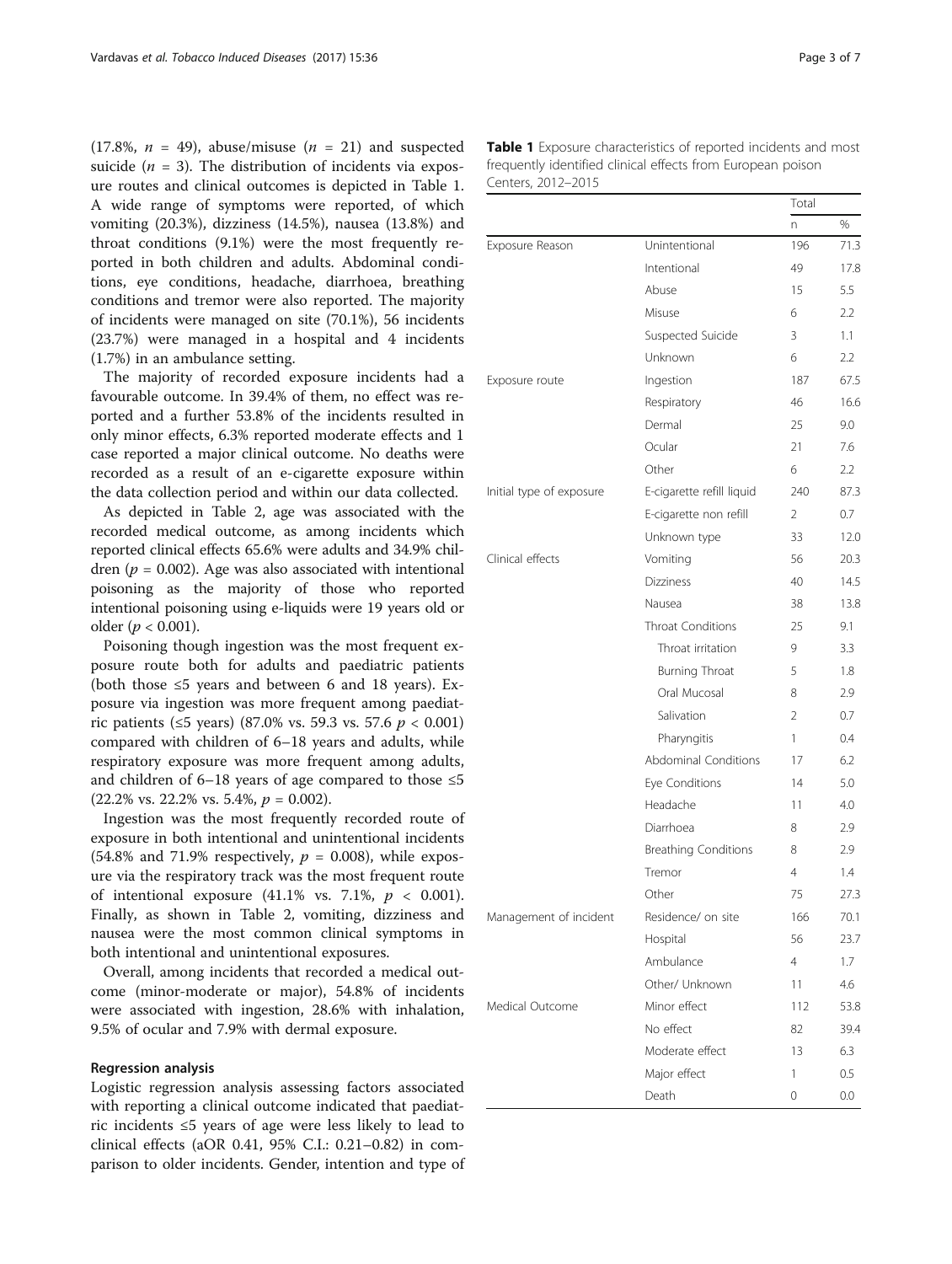(17.8%, $n = 49$), abuse/misuse ($n = 21$) and suspected suicide ($n = 3$). The distribution of incidents via exposure routes and clinical outcomes is depicted in Table 1. A wide range of symptoms were reported, of which vomiting (20.3%), dizziness (14.5%), nausea (13.8%) and throat conditions (9.1%) were the most frequently reported in both children and adults. Abdominal conditions, eye conditions, headache, diarrhoea, breathing conditions and tremor were also reported. The majority of incidents were managed on site (70.1%), 56 incidents (23.7%) were managed in a hospital and 4 incidents (1.7%) in an ambulance setting.

The majority of recorded exposure incidents had a favourable outcome. In 39.4% of them, no effect was reported and a further 53.8% of the incidents resulted in only minor effects, 6.3% reported moderate effects and 1 case reported a major clinical outcome. No deaths were recorded as a result of an e-cigarette exposure within the data collection period and within our data collected.

As depicted in Table 2, age was associated with the recorded medical outcome, as among incidents which reported clinical effects 65.6% were adults and 34.9% children ($p = 0.002$). Age was also associated with intentional poisoning as the majority of those who reported intentional poisoning using e-liquids were 19 years old or older ($p < 0.001$).

Poisoning though ingestion was the most frequent exposure route both for adults and paediatric patients (both those ≤5 years and between 6 and 18 years). Exposure via ingestion was more frequent among paediatric patients (≤5 years) (87.0% vs. 59.3 vs. 57.6 $p < 0.001$) compared with children of 6–18 years and adults, while respiratory exposure was more frequent among adults, and children of 6–18 years of age compared to those ≤5 (22.2% vs. 22.2% vs. 5.4%, $p = 0.002$).

Ingestion was the most frequently recorded route of exposure in both intentional and unintentional incidents (54.8% and 71.9% respectively, $p = 0.008$), while exposure via the respiratory track was the most frequent route of intentional exposure (41.1% vs. 7.1%, $p < 0.001$). Finally, as shown in Table 2, vomiting, dizziness and nausea were the most common clinical symptoms in both intentional and unintentional exposures.

Overall, among incidents that recorded a medical outcome (minor-moderate or major), 54.8% of incidents were associated with ingestion, 28.6% with inhalation, 9.5% of ocular and 7.9% with dermal exposure.

### Regression analysis

Logistic regression analysis assessing factors associated with reporting a clinical outcome indicated that paediatric incidents ≤5 years of age were less likely to lead to clinical effects (aOR 0.41, 95% C.I.: 0.21–0.82) in comparison to older incidents. Gender, intention and type of

**Table 1** Exposure characteristics of reported incidents and most frequently identified clinical effects from European poison Centers, 2012–2015

| | | Total | |
|---|---|---|---|
| | | n | % |
| Exposure Reason | Unintentional | 196 | 71.3 |
| | Intentional | 49 | 17.8 |
| | Abuse | 15 | 5.5 |
| | Misuse | 6 | 2.2 |
| | Suspected Suicide | 3 | 1.1 |
| | Unknown | 6 | 2.2 |
| Exposure route | Ingestion | 187 | 67.5 |
| | Respiratory | 46 | 16.6 |
| | Dermal | 25 | 9.0 |
| | Ocular | 21 | 7.6 |
| | Other | 6 | 2.2 |
| Initial type of exposure | E-cigarette refill liquid | 240 | 87.3 |
| | E-cigarette non refill | 2 | 0.7 |
| | Unknown type | 33 | 12.0 |
| Clinical effects | Vomiting | 56 | 20.3 |
| | Dizziness | 40 | 14.5 |
| | Nausea | 38 | 13.8 |
| | Throat Conditions | 25 | 9.1 |
| | Throat irritation | 9 | 3.3 |
| | Burning Throat | 5 | 1.8 |
| | Oral Mucosal | 8 | 2.9 |
| | Salivation | 2 | 0.7 |
| | Pharyngitis | 1 | 0.4 |
| | Abdominal Conditions | 17 | 6.2 |
| | Eye Conditions | 14 | 5.0 |
| | Headache | 11 | 4.0 |
| | Diarrhoea | 8 | 2.9 |
| | Breathing Conditions | 8 | 2.9 |
| | Tremor | 4 | 1.4 |
| | Other | 75 | 27.3 |
| Management of incident | Residence/ on site | 166 | 70.1 |
| | Hospital | 56 | 23.7 |
| | Ambulance | 4 | 1.7 |
| | Other/ Unknown | 11 | 4.6 |
| Medical Outcome | Minor effect | 112 | 53.8 |
| | No effect | 82 | 39.4 |
| | Moderate effect | 13 | 6.3 |
| | Major effect | 1 | 0.5 |
| | Death | 0 | 0.0 |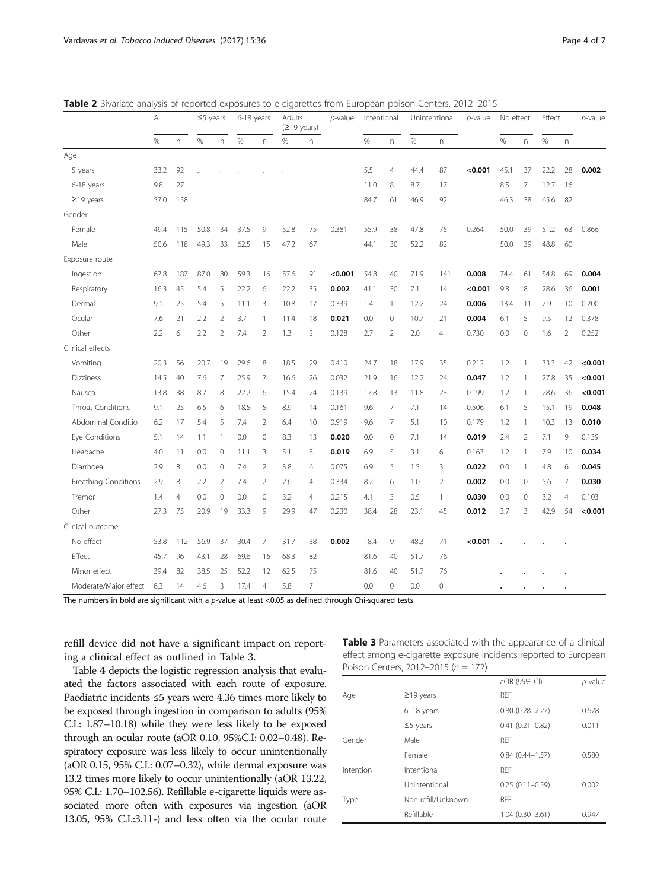**Table 2** Bivariate analysis of reported exposures to e-cigarettes from European poison Centers, 2012–2015

| | All | | ≤5 years | | 6-18 years | | Adults (≥19 years) | | *p*-value | Intentional | | Unintentional | | *p*-value | No effect | | Effect | | *p*-value |
|---|---|---|---|---|---|---|---|---|---|---|---|---|---|---|---|---|---|---|---|
| | % | n | % | n | % | n | % | n | | % | n | % | n | | % | n | % | n | |
| Age | | | | | | | | | | | | | | | | | | | |
| 5 years | 33.2 | 92 | . | . | . | . | . | . | | 5.5 | 4 | 44.4 | 87 | **<0.001** | 45.1 | 37 | 22.2 | 28 | **0.002** |
| 6-18 years | 9.8 | 27 | | | . | . | . | . | | 11.0 | 8 | 8.7 | 17 | | 8.5 | 7 | 12.7 | 16 | |
| ≥19 years | 57.0 | 158 | . | . | . | . | . | . | | 84.7 | 61 | 46.9 | 92 | | 46.3 | 38 | 65.6 | 82 | |
| Gender | | | | | | | | | | | | | | | | | | | |
| Female | 49.4 | 115 | 50.8 | 34 | 37.5 | 9 | 52.8 | 75 | 0.381 | 55.9 | 38 | 47.8 | 75 | 0.264 | 50.0 | 39 | 51.2 | 63 | 0.866 |
| Male | 50.6 | 118 | 49.3 | 33 | 62.5 | 15 | 47.2 | 67 | | 44.1 | 30 | 52.2 | 82 | | 50.0 | 39 | 48.8 | 60 | |
| Exposure route | | | | | | | | | | | | | | | | | | | |
| Ingestion | 67.8 | 187 | 87.0 | 80 | 59.3 | 16 | 57.6 | 91 | **<0.001** | 54.8 | 40 | 71.9 | 141 | **0.008** | 74.4 | 61 | 54.8 | 69 | **0.004** |
| Respiratory | 16.3 | 45 | 5.4 | 5 | 22.2 | 6 | 22.2 | 35 | **0.002** | 41.1 | 30 | 7.1 | 14 | **<0.001** | 9.8 | 8 | 28.6 | 36 | **0.001** |
| Dermal | 9.1 | 25 | 5.4 | 5 | 11.1 | 3 | 10.8 | 17 | 0.339 | 1.4 | 1 | 12.2 | 24 | **0.006** | 13.4 | 11 | 7.9 | 10 | 0.200 |
| Ocular | 7.6 | 21 | 2.2 | 2 | 3.7 | 1 | 11.4 | 18 | **0.021** | 0.0 | 0 | 10.7 | 21 | **0.004** | 6.1 | 5 | 9.5 | 12 | 0.378 |
| Other | 2.2 | 6 | 2.2 | 2 | 7.4 | 2 | 1.3 | 2 | 0.128 | 2.7 | 2 | 2.0 | 4 | 0.730 | 0.0 | 0 | 1.6 | 2 | 0.252 |
| Clinical effects | | | | | | | | | | | | | | | | | | | |
| Vomiting | 20.3 | 56 | 20.7 | 19 | 29.6 | 8 | 18.5 | 29 | 0.410 | 24.7 | 18 | 17.9 | 35 | 0.212 | 1.2 | 1 | 33.3 | 42 | **<0.001** |
| Dizziness | 14.5 | 40 | 7.6 | 7 | 25.9 | 7 | 16.6 | 26 | 0.032 | 21.9 | 16 | 12.2 | 24 | **0.047** | 1.2 | 1 | 27.8 | 35 | **<0.001** |
| Nausea | 13.8 | 38 | 8.7 | 8 | 22.2 | 6 | 15.4 | 24 | 0.139 | 17.8 | 13 | 11.8 | 23 | 0.199 | 1.2 | 1 | 28.6 | 36 | **<0.001** |
| Throat Conditions | 9.1 | 25 | 6.5 | 6 | 18.5 | 5 | 8.9 | 14 | 0.161 | 9.6 | 7 | 7.1 | 14 | 0.506 | 6.1 | 5 | 15.1 | 19 | **0.048** |
| Abdominal Conditio | 6.2 | 17 | 5.4 | 5 | 7.4 | 2 | 6.4 | 10 | 0.919 | 9.6 | 7 | 5.1 | 10 | 0.179 | 1.2 | 1 | 10.3 | 13 | **0.010** |
| Eye Conditions | 5.1 | 14 | 1.1 | 1 | 0.0 | 0 | 8.3 | 13 | **0.020** | 0.0 | 0 | 7.1 | 14 | **0.019** | 2.4 | 2 | 7.1 | 9 | 0.139 |
| Headache | 4.0 | 11 | 0.0 | 0 | 11.1 | 3 | 5.1 | 8 | **0.019** | 6.9 | 5 | 3.1 | 6 | 0.163 | 1.2 | 1 | 7.9 | 10 | **0.034** |
| Diarrhoea | 2.9 | 8 | 0.0 | 0 | 7.4 | 2 | 3.8 | 6 | 0.075 | 6.9 | 5 | 1.5 | 3 | **0.022** | 0.0 | 1 | 4.8 | 6 | **0.045** |
| Breathing Conditions | 2.9 | 8 | 2.2 | 2 | 7.4 | 2 | 2.6 | 4 | 0.334 | 8.2 | 6 | 1.0 | 2 | **0.002** | 0.0 | 0 | 5.6 | 7 | **0.030** |
| Tremor | 1.4 | 4 | 0.0 | 0 | 0.0 | 0 | 3.2 | 4 | 0.215 | 4.1 | 3 | 0.5 | 1 | **0.030** | 0.0 | 0 | 3.2 | 4 | 0.103 |
| Other | 27.3 | 75 | 20.9 | 19 | 33.3 | 9 | 29.9 | 47 | 0.230 | 38.4 | 28 | 23.1 | 45 | **0.012** | 3.7 | 3 | 42.9 | 54 | **<0.001** |
| Clinical outcome | | | | | | | | | | | | | | | | | | | |
| No effect | 53.8 | 112 | 56.9 | 37 | 30.4 | 7 | 31.7 | 38 | **0.002** | 18.4 | 9 | 48.3 | 71 | **<0.001** | . | . | . | . | . |
| Effect | 45.7 | 96 | 43.1 | 28 | 69.6 | 16 | 68.3 | 82 | | 81.6 | 40 | 51.7 | 76 | | | | | | |
| Minor effect | 39.4 | 82 | 38.5 | 25 | 52.2 | 12 | 62.5 | 75 | | 81.6 | 40 | 51.7 | 76 | | . | . | . | . | . |
| Moderate/Major effect | 6.3 | 14 | 4.6 | 3 | 17.4 | 4 | 5.8 | 7 | | 0.0 | 0 | 0.0 | 0 | | . | . | . | . | . |

The numbers in bold are significant with a *p*-value at least <0.05 as defined through Chi-squared tests

refill device did not have a significant impact on reporting a clinical effect as outlined in Table 3.

Table 4 depicts the logistic regression analysis that evaluated the factors associated with each route of exposure. Paediatric incidents ≤5 years were 4.36 times more likely to be exposed through ingestion in comparison to adults (95% C.I.: 1.87–10.18) while they were less likely to be exposed through an ocular route (aOR 0.10, 95%C.I: 0.02–0.48). Respiratory exposure was less likely to occur unintentionally (aOR 0.15, 95% C.I.: 0.07–0.32), while dermal exposure was 13.2 times more likely to occur unintentionally (aOR 13.22, 95% C.I.: 1.70–102.56). Refillable e-cigarette liquids were associated more often with exposures via ingestion (aOR 13.05, 95% C.I.:3.11-) and less often via the ocular route

**Table 3** Parameters associated with the appearance of a clinical effect among e-cigarette exposure incidents reported to European Poison Centers, 2012–2015 ($n = 172$)

| | | aOR (95% CI) | *p*-value |
|---|---|---|---|
| Age | ≥19 years | REF | |
| | 6–18 years | 0.80 (0.28–2.27) | 0.678 |
| | ≤5 years | 0.41 (0.21–0.82) | 0.011 |
| Gender | Male | REF | |
| | Female | 0.84 (0.44–1.57) | 0.580 |
| Intention | Intentional | REF | |
| | Unintentional | 0.25 (0.11–0.59) | 0.002 |
| Type | Non-refill/Unknown | REF | |
| | Refillable | 1.04 (0.30–3.61) | 0.947 |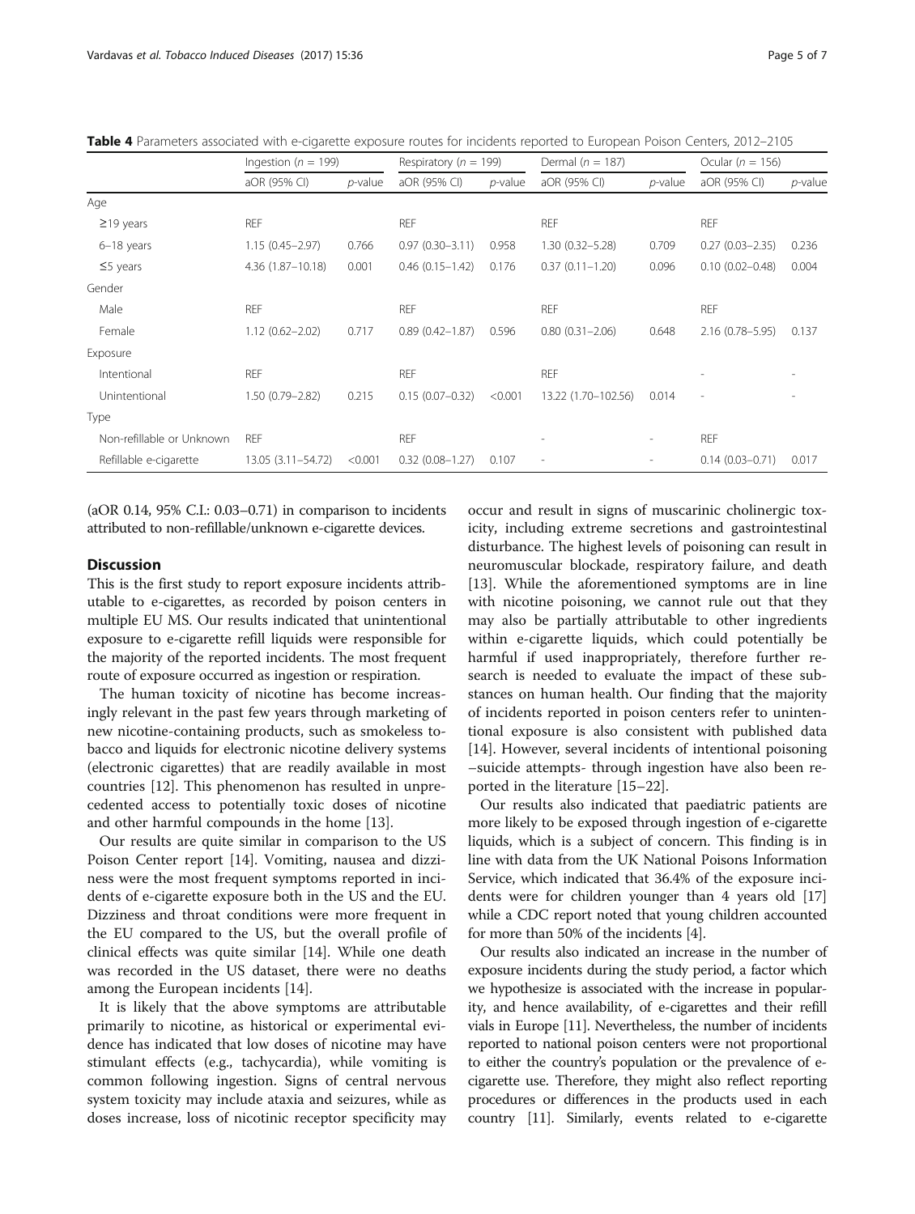**Table 4** Parameters associated with e-cigarette exposure routes for incidents reported to European Poison Centers, 2012–2105

| | Ingestion ($n$ = 199) | | Respiratory ($n$ = 199) | | Dermal ($n$ = 187) | | Ocular ($n$ = 156) | |
|---|---|---|---|---|---|---|---|---|
| | aOR (95% CI) | $p$-value | aOR (95% CI) | $p$-value | aOR (95% CI) | $p$-value | aOR (95% CI) | $p$-value |
| Age | | | | | | | | |
| ≥19 years | REF | | REF | | REF | | REF | |
| 6–18 years | 1.15 (0.45–2.97) | 0.766 | 0.97 (0.30–3.11) | 0.958 | 1.30 (0.32–5.28) | 0.709 | 0.27 (0.03–2.35) | 0.236 |
| ≤5 years | 4.36 (1.87–10.18) | 0.001 | 0.46 (0.15–1.42) | 0.176 | 0.37 (0.11–1.20) | 0.096 | 0.10 (0.02–0.48) | 0.004 |
| Gender | | | | | | | | |
| Male | REF | | REF | | REF | | REF | |
| Female | 1.12 (0.62–2.02) | 0.717 | 0.89 (0.42–1.87) | 0.596 | 0.80 (0.31–2.06) | 0.648 | 2.16 (0.78–5.95) | 0.137 |
| Exposure | | | | | | | | |
| Intentional | REF | | REF | | REF | | - | - |
| Unintentional | 1.50 (0.79–2.82) | 0.215 | 0.15 (0.07–0.32) | <0.001 | 13.22 (1.70–102.56) | 0.014 | - | - |
| Type | | | | | | | | |
| Non-refillable or Unknown | REF | | REF | | - | - | REF | |
| Refillable e-cigarette | 13.05 (3.11–54.72) | <0.001 | 0.32 (0.08–1.27) | 0.107 | - | - | 0.14 (0.03–0.71) | 0.017 |

(aOR 0.14, 95% C.I.: 0.03–0.71) in comparison to incidents attributed to non-refillable/unknown e-cigarette devices.

## Discussion

This is the first study to report exposure incidents attributable to e-cigarettes, as recorded by poison centers in multiple EU MS. Our results indicated that unintentional exposure to e-cigarette refill liquids were responsible for the majority of the reported incidents. The most frequent route of exposure occurred as ingestion or respiration.

The human toxicity of nicotine has become increasingly relevant in the past few years through marketing of new nicotine-containing products, such as smokeless tobacco and liquids for electronic nicotine delivery systems (electronic cigarettes) that are readily available in most countries [12]. This phenomenon has resulted in unprecedented access to potentially toxic doses of nicotine and other harmful compounds in the home [13].

Our results are quite similar in comparison to the US Poison Center report [14]. Vomiting, nausea and dizziness were the most frequent symptoms reported in incidents of e-cigarette exposure both in the US and the EU. Dizziness and throat conditions were more frequent in the EU compared to the US, but the overall profile of clinical effects was quite similar [14]. While one death was recorded in the US dataset, there were no deaths among the European incidents [14].

It is likely that the above symptoms are attributable primarily to nicotine, as historical or experimental evidence has indicated that low doses of nicotine may have stimulant effects (e.g., tachycardia), while vomiting is common following ingestion. Signs of central nervous system toxicity may include ataxia and seizures, while as doses increase, loss of nicotinic receptor specificity may occur and result in signs of muscarinic cholinergic toxicity, including extreme secretions and gastrointestinal disturbance. The highest levels of poisoning can result in neuromuscular blockade, respiratory failure, and death [13]. While the aforementioned symptoms are in line with nicotine poisoning, we cannot rule out that they may also be partially attributable to other ingredients within e-cigarette liquids, which could potentially be harmful if used inappropriately, therefore further research is needed to evaluate the impact of these substances on human health. Our finding that the majority of incidents reported in poison centers refer to unintentional exposure is also consistent with published data [14]. However, several incidents of intentional poisoning –suicide attempts- through ingestion have also been reported in the literature [15–22].

Our results also indicated that paediatric patients are more likely to be exposed through ingestion of e-cigarette liquids, which is a subject of concern. This finding is in line with data from the UK National Poisons Information Service, which indicated that 36.4% of the exposure incidents were for children younger than 4 years old [17] while a CDC report noted that young children accounted for more than 50% of the incidents [4].

Our results also indicated an increase in the number of exposure incidents during the study period, a factor which we hypothesize is associated with the increase in popularity, and hence availability, of e-cigarettes and their refill vials in Europe [11]. Nevertheless, the number of incidents reported to national poison centers were not proportional to either the country's population or the prevalence of e-cigarette use. Therefore, they might also reflect reporting procedures or differences in the products used in each country [11]. Similarly, events related to e-cigarette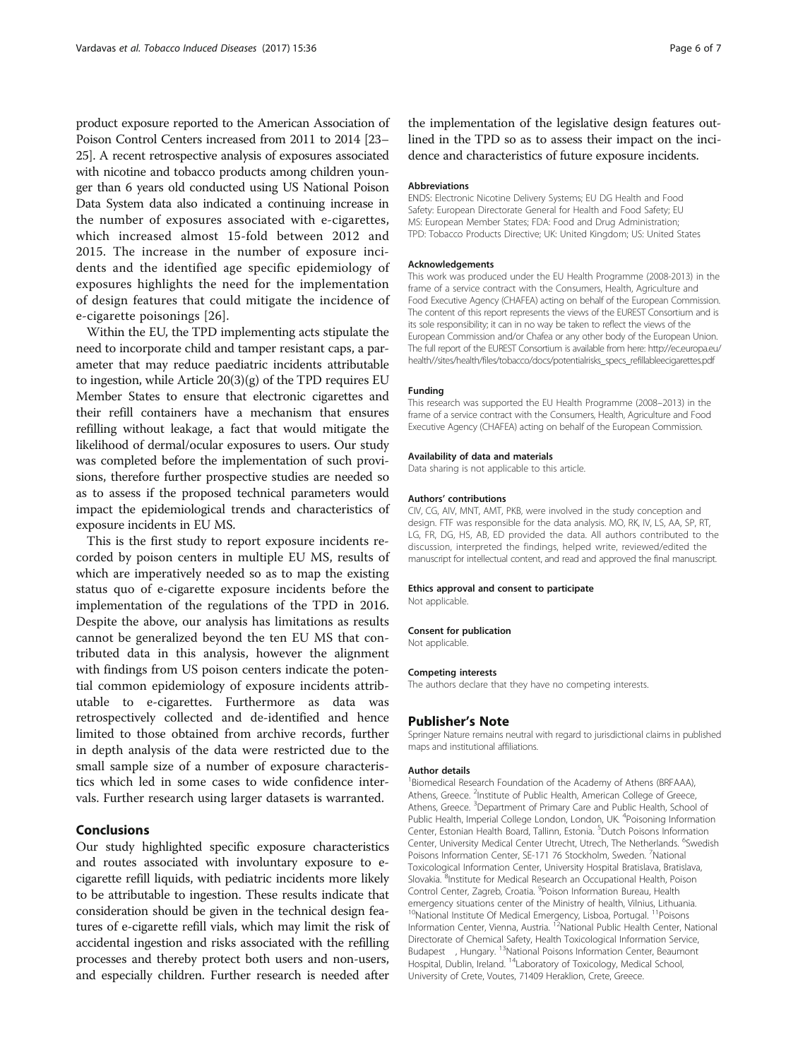product exposure reported to the American Association of Poison Control Centers increased from 2011 to 2014 [23–25]. A recent retrospective analysis of exposures associated with nicotine and tobacco products among children younger than 6 years old conducted using US National Poison Data System data also indicated a continuing increase in the number of exposures associated with e-cigarettes, which increased almost 15-fold between 2012 and 2015. The increase in the number of exposure incidents and the identified age specific epidemiology of exposures highlights the need for the implementation of design features that could mitigate the incidence of e-cigarette poisonings [26].

Within the EU, the TPD implementing acts stipulate the need to incorporate child and tamper resistant caps, a parameter that may reduce paediatric incidents attributable to ingestion, while Article 20(3)(g) of the TPD requires EU Member States to ensure that electronic cigarettes and their refill containers have a mechanism that ensures refilling without leakage, a fact that would mitigate the likelihood of dermal/ocular exposures to users. Our study was completed before the implementation of such provisions, therefore further prospective studies are needed so as to assess if the proposed technical parameters would impact the epidemiological trends and characteristics of exposure incidents in EU MS.

This is the first study to report exposure incidents recorded by poison centers in multiple EU MS, results of which are imperatively needed so as to map the existing status quo of e-cigarette exposure incidents before the implementation of the regulations of the TPD in 2016. Despite the above, our analysis has limitations as results cannot be generalized beyond the ten EU MS that contributed data in this analysis, however the alignment with findings from US poison centers indicate the potential common epidemiology of exposure incidents attributable to e-cigarettes. Furthermore as data was retrospectively collected and de-identified and hence limited to those obtained from archive records, further in depth analysis of the data were restricted due to the small sample size of a number of exposure characteristics which led in some cases to wide confidence intervals. Further research using larger datasets is warranted.

## Conclusions

Our study highlighted specific exposure characteristics and routes associated with involuntary exposure to e-cigarette refill liquids, with pediatric incidents more likely to be attributable to ingestion. These results indicate that consideration should be given in the technical design features of e-cigarette refill vials, which may limit the risk of accidental ingestion and risks associated with the refilling processes and thereby protect both users and non-users, and especially children. Further research is needed after the implementation of the legislative design features outlined in the TPD so as to assess their impact on the incidence and characteristics of future exposure incidents.

#### Abbreviations

ENDS: Electronic Nicotine Delivery Systems; EU DG Health and Food Safety: European Directorate General for Health and Food Safety; EU MS: European Member States; FDA: Food and Drug Administration; TPD: Tobacco Products Directive; UK: United Kingdom; US: United States

#### Acknowledgements

This work was produced under the EU Health Programme (2008-2013) in the frame of a service contract with the Consumers, Health, Agriculture and Food Executive Agency (CHAFEA) acting on behalf of the European Commission. The content of this report represents the views of the EUREST Consortium and is its sole responsibility; it can in no way be taken to reflect the views of the European Commission and/or Chafea or any other body of the European Union. The full report of the EUREST Consortium is available from here: http://ec.europa.eu/health//sites/health/files/tobacco/docs/potentialrisks_specs_refillableecigarettes.pdf

#### Funding

This research was supported the EU Health Programme (2008–2013) in the frame of a service contract with the Consumers, Health, Agriculture and Food Executive Agency (CHAFEA) acting on behalf of the European Commission.

#### Availability of data and materials

Data sharing is not applicable to this article.

#### Authors' contributions

CIV, CG, AIV, MNT, AMT, PKB, were involved in the study conception and design. FTF was responsible for the data analysis. MO, RK, IV, LS, AA, SP, RT, LG, FR, DG, HS, AB, ED provided the data. All authors contributed to the discussion, interpreted the findings, helped write, reviewed/edited the manuscript for intellectual content, and read and approved the final manuscript.

#### Ethics approval and consent to participate

Not applicable.

#### Consent for publication

Not applicable.

#### Competing interests

The authors declare that they have no competing interests.

## Publisher's Note

Springer Nature remains neutral with regard to jurisdictional claims in published maps and institutional affiliations.

#### Author details

[1]Biomedical Research Foundation of the Academy of Athens (BRFAAA), Athens, Greece. [2]Institute of Public Health, American College of Greece, Athens, Greece. [3]Department of Primary Care and Public Health, School of Public Health, Imperial College London, London, UK. [4]Poisoning Information Center, Estonian Health Board, Tallinn, Estonia. [5]Dutch Poisons Information Center, University Medical Center Utrecht, Utrech, The Netherlands. [6]Swedish Poisons Information Center, SE-171 76 Stockholm, Sweden. [7]National Toxicological Information Center, University Hospital Bratislava, Bratislava, Slovakia. [8]Institute for Medical Research an Occupational Health, Poison Control Center, Zagreb, Croatia. [9]Poison Information Bureau, Health emergency situations center of the Ministry of health, Vilnius, Lithuania. [10]National Institute Of Medical Emergency, Lisboa, Portugal. [11]Poisons Information Center, Vienna, Austria. [12]National Public Health Center, National Directorate of Chemical Safety, Health Toxicological Information Service, Budapest , Hungary. [13]National Poisons Information Center, Beaumont Hospital, Dublin, Ireland. [14]Laboratory of Toxicology, Medical School, University of Crete, Voutes, 71409 Heraklion, Crete, Greece.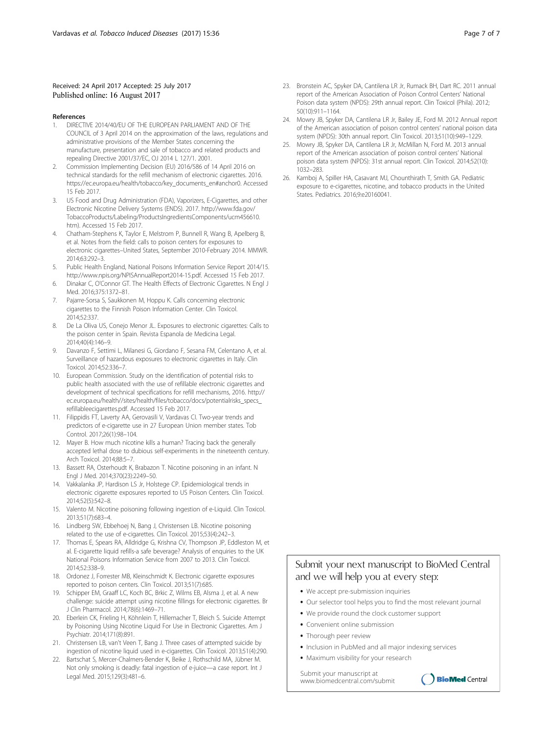Received: 24 April 2017 Accepted: 25 July 2017
Published online: 16 August 2017

## References

1. DIRECTIVE 2014/40/EU OF THE EUROPEAN PARLIAMENT AND OF THE COUNCIL of 3 April 2014 on the approximation of the laws, regulations and administrative provisions of the Member States concerning the manufacture, presentation and sale of tobacco and related products and repealing Directive 2001/37/EC, OJ 2014 L 127/1. 2001.
2. Commission Implementing Decision (EU) 2016/586 of 14 April 2016 on technical standards for the refill mechanism of electronic cigarettes. 2016. https://ec.europa.eu/health/tobacco/key_documents_en#anchor0. Accessed 15 Feb 2017.
3. US Food and Drug Administration (FDA), Vaporizers, E-Cigarettes, and other Electronic Nicotine Delivery Systems (ENDS). 2017. http://www.fda.gov/TobaccoProducts/Labeling/ProductsIngredientsComponents/ucm456610.htm). Accessed 15 Feb 2017.
4. Chatham-Stephens K, Taylor E, Melstrom P, Bunnell R, Wang B, Apelberg B, et al. Notes from the field: calls to poison centers for exposures to electronic cigarettes–United States, September 2010-February 2014. MMWR. 2014;63:292–3.
5. Public Health England, National Poisons Information Service Report 2014/15. http://www.npis.org/NPISAnnualReport2014-15.pdf. Accessed 15 Feb 2017.
6. Dinakar C, O'Connor GT. The Health Effects of Electronic Cigarettes. N Engl J Med. 2016;375:1372–81.
7. Pajarre-Sorsa S, Saukkonen M, Hoppu K. Calls concerning electronic cigarettes to the Finnish Poison Information Center. Clin Toxicol. 2014;52:337.
8. De La Oliva US, Conejo Menor JL. Exposures to electronic cigarettes: Calls to the poison center in Spain. Revista Espanola de Medicina Legal. 2014;40(4):146–9.
9. Davanzo F, Settimi L, Milanesi G, Giordano F, Sesana FM, Celentano A, et al. Surveillance of hazardous exposures to electronic cigarettes in Italy. Clin Toxicol. 2014;52:336–7.
10. European Commission. Study on the identification of potential risks to public health associated with the use of refillable electronic cigarettes and development of technical specifications for refill mechanisms, 2016. http://ec.europa.eu/health//sites/health/files/tobacco/docs/potentialrisks_specs_refillableecigarettes.pdf. Accessed 15 Feb 2017.
11. Filippidis FT, Laverty AA, Gerovasili V, Vardavas CI. Two-year trends and predictors of e-cigarette use in 27 European Union member states. Tob Control. 2017;26(1):98–104.
12. Mayer B. How much nicotine kills a human? Tracing back the generally accepted lethal dose to dubious self-experiments in the nineteenth century. Arch Toxicol. 2014;88:5–7.
13. Bassett RA, Osterhoudt K, Brabazon T. Nicotine poisoning in an infant. N Engl J Med. 2014;370(23):2249–50.
14. Vakkalanka JP, Hardison LS Jr, Holstege CP. Epidemiological trends in electronic cigarette exposures reported to US Poison Centers. Clin Toxicol. 2014;52(5):542–8.
15. Valento M. Nicotine poisoning following ingestion of e-Liquid. Clin Toxicol. 2013;51(7):683–4.
16. Lindberg SW, Ebbehoej N, Bang J, Christensen LB. Nicotine poisoning related to the use of e-cigarettes. Clin Toxicol. 2015;53(4):242–3.
17. Thomas E, Spears RA, Alldridge G, Krishna CV, Thompson JP, Eddleston M, et al. E-cigarette liquid refills-a safe beverage? Analysis of enquiries to the UK National Poisons Information Service from 2007 to 2013. Clin Toxicol. 2014;52:338–9.
18. Ordonez J, Forrester MB, Kleinschmidt K. Electronic cigarette exposures reported to poison centers. Clin Toxicol. 2013;51(7):685.
19. Schipper EM, Graaff LC, Koch BC, Brkic Z, Wilms EB, Alsma J, et al. A new challenge: suicide attempt using nicotine fillings for electronic cigarettes. Br J Clin Pharmacol. 2014;78(6):1469–71.
20. Eberlein CK, Frieling H, Köhnlein T, Hillemacher T, Bleich S. Suicide Attempt by Poisoning Using Nicotine Liquid For Use in Electronic Cigarettes. Am J Psychiatr. 2014;171(8):891.
21. Christensen LB, van't Veen T, Bang J. Three cases of attempted suicide by ingestion of nicotine liquid used in e-cigarettes. Clin Toxicol. 2013;51(4):290.
22. Bartschat S, Mercer-Chalmers-Bender K, Beike J, Rothschild MA, Jübner M. Not only smoking is deadly: fatal ingestion of e-juice—a case report. Int J Legal Med. 2015;129(3):481–6.
23. Bronstein AC, Spyker DA, Cantilena LR Jr, Rumack BH, Dart RC. 2011 annual report of the American Association of Poison Control Centers' National Poison data system (NPDS): 29th annual report. Clin Toxicol (Phila). 2012; 50(10):911–1164.
24. Mowry JB, Spyker DA, Cantilena LR Jr, Bailey JE, Ford M. 2012 Annual report of the American association of poison control centers' national poison data system (NPDS): 30th annual report. Clin Toxicol. 2013;51(10):949–1229.
25. Mowry JB, Spyker DA, Cantilena LR Jr, McMillan N, Ford M. 2013 annual report of the American association of poison control centers' National poison data system (NPDS): 31st annual report. Clin Toxicol. 2014;52(10): 1032–283.
26. Kamboj A, Spiller HA, Casavant MJ, Chounthirath T, Smith GA. Pediatric exposure to e-cigarettes, nicotine, and tobacco products in the United States. Pediatrics. 2016;9:e20160041.

Submit your next manuscript to BioMed Central and we will help you at every step:

- We accept pre-submission inquiries
- Our selector tool helps you to find the most relevant journal
- We provide round the clock customer support
- Convenient online submission
- Thorough peer review
- Inclusion in PubMed and all major indexing services
- Maximum visibility for your research

Submit your manuscript at
www.biomedcentral.com/submit

BioMed Central